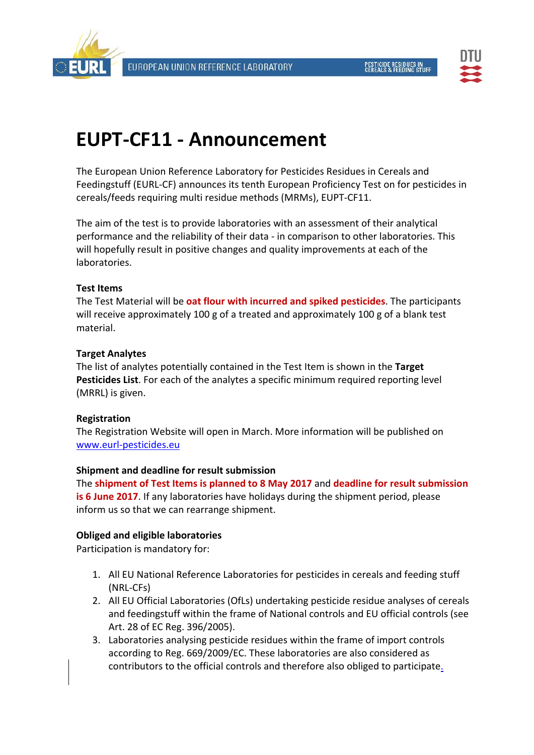# EUPT-CF11 - Announcement

The European Union Reference Laboratory for Pesticides Residues in Cereals and Feedingstuff (EURL-CF) announces its tenth European Proficiency Test on for pesticides in cereals/feeds requiring multi residue methods (MRMs), EUPT-CF11.

The aim of the test is to provide laboratories with an assessment of their analytical performance and the reliability of their data - in comparison to other laboratories. This will hopefully result in positive changes and quality improvements at each of the laboratories.

### Test Items

The Test Material will be **oat flour with incurred and spiked pesticides**. The participants will receive approximately 100 g of a treated and approximately 100 g of a blank test material.

### Target Analytes

The list of analytes potentially contained in the Test Item is shown in the **Target Pesticides List**. For each of the analytes a specific minimum required reporting level (MRRL) is given.

### Registration

The Registration Website will open in March. More information will be published on [www.eurl-pesticides.eu](www.eurl-pesticides.eu)

### Shipment and deadline for result submission

The **shipment of Test Items is planned to 8 May 2017** and **deadline for result submission is 6 June 2017**. If any laboratories have holidays during the shipment period, please inform us so that we can rearrange shipment.

### Obliged and eligible laboratories

Participation is mandatory for:

1. All EU National Reference Laboratories for pesticides in cereals and feeding stuff (NRL-CFs)
2. All EU Official Laboratories (OfLs) undertaking pesticide residue analyses of cereals and feedingstuff within the frame of National controls and EU official controls (see Art. 28 of EC Reg. 396/2005).
3. Laboratories analysing pesticide residues within the frame of import controls according to Reg. 669/2009/EC. These laboratories are also considered as contributors to the official controls and therefore also obliged to participate.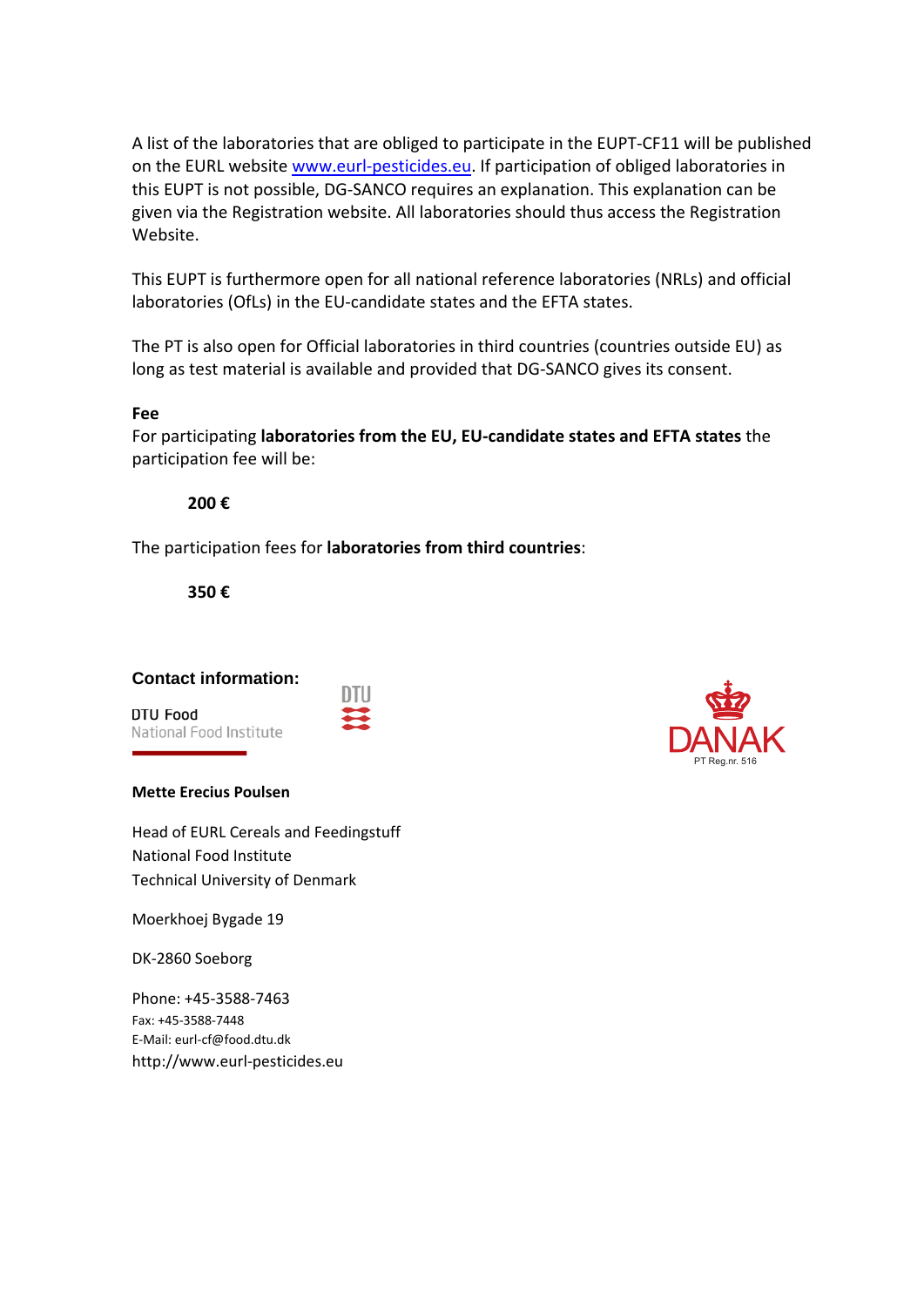A list of the laboratories that are obliged to participate in the EUPT-CF11 will be published on the EURL website www.eurl-pesticides.eu. If participation of obliged laboratories in this EUPT is not possible, DG-SANCO requires an explanation. This explanation can be given via the Registration website. All laboratories should thus access the Registration Website.

This EUPT is furthermore open for all national reference laboratories (NRLs) and official laboratories (OfLs) in the EU-candidate states and the EFTA states.

The PT is also open for Official laboratories in third countries (countries outside EU) as long as test material is available and provided that DG-SANCO gives its consent.

**Fee**

For participating **laboratories from the EU, EU-candidate states and EFTA states** the participation fee will be:

**200 €**

The participation fees for **laboratories from third countries**:

**350 €**

**Contact information:**

DTU Food
National Food Institute

DANAK
PT Reg.nr. 516

**Mette Erecius Poulsen**

Head of EURL Cereals and Feedingstuff
National Food Institute
Technical University of Denmark

Moerkhoej Bygade 19

DK-2860 Soeborg

Phone: +45-3588-7463
Fax: +45-3588-7448
E-Mail: eurl-cf@food.dtu.dk
http://www.eurl-pesticides.eu